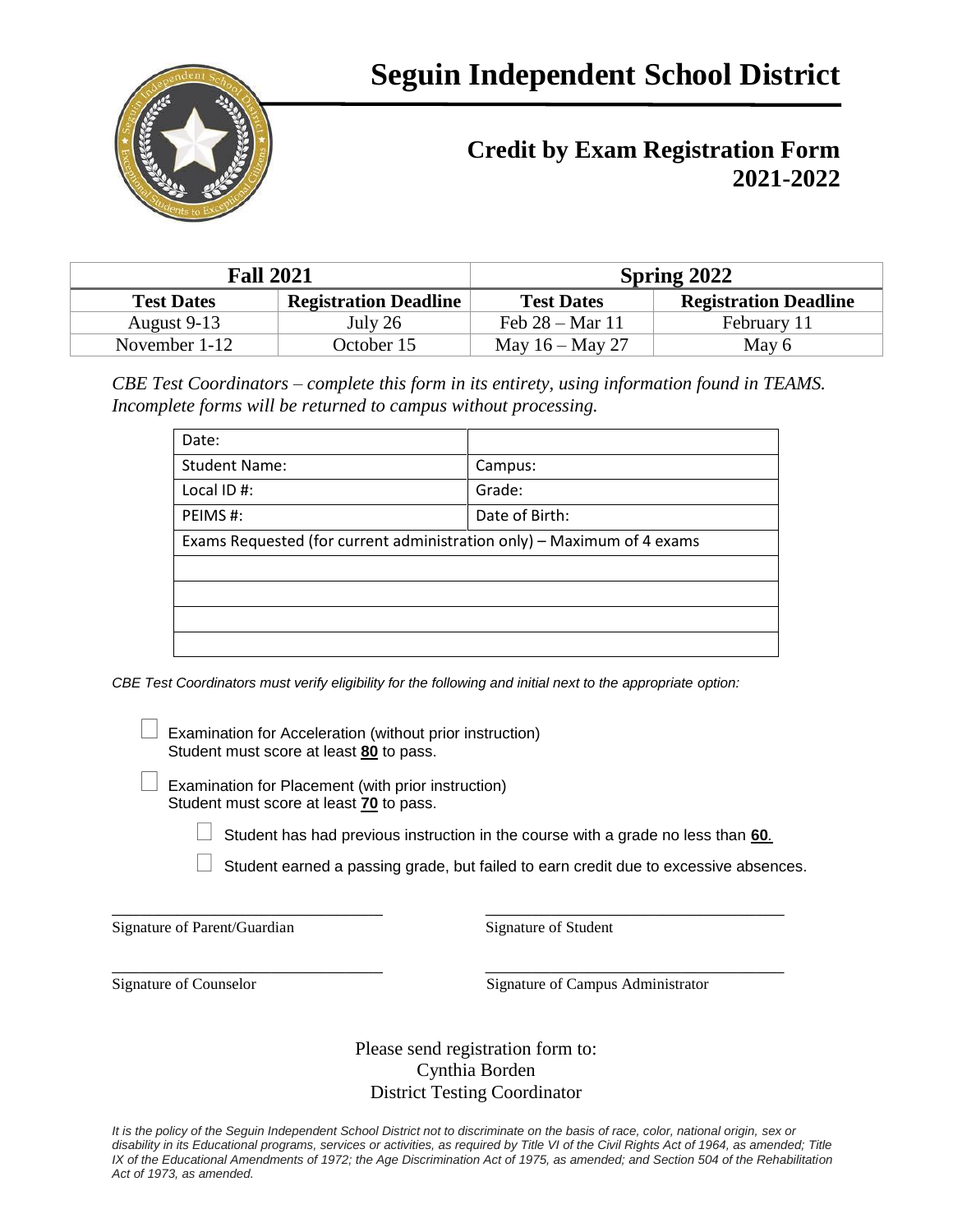# Seguin Independent School District

## Credit by Exam Registration Form
## 2021-2022

| Fall 2021 | | Spring 2022 | |
|---|---|---|---|
| **Test Dates** | **Registration Deadline** | **Test Dates** | **Registration Deadline** |
| August 9-13 | July 26 | Feb 28 – Mar 11 | February 11 |
| November 1-12 | October 15 | May 16 – May 27 | May 6 |

*CBE Test Coordinators – complete this form in its entirety, using information found in TEAMS. Incomplete forms will be returned to campus without processing.*

| Date: | |
|---|---|
| Student Name: | Campus: |
| Local ID #: | Grade: |
| PEIMS #: | Date of Birth: |
| Exams Requested (for current administration only) – Maximum of 4 exams | |
| | |
| | |
| | |
| | |

*CBE Test Coordinators must verify eligibility for the following and initial next to the appropriate option:*

☐ Examination for Acceleration (without prior instruction)
Student must score at least **80** to pass.

☐ Examination for Placement (with prior instruction)
Student must score at least **70** to pass.

- ☐ Student has had previous instruction in the course with a grade no less than **60**.
- ☐ Student earned a passing grade, but failed to earn credit due to excessive absences.

\_\_\_\_\_\_\_\_\_\_\_\_\_\_\_\_\_\_\_\_\_\_\_\_\_\_\_\_\_\_ Signature of Parent/Guardian

\_\_\_\_\_\_\_\_\_\_\_\_\_\_\_\_\_\_\_\_\_\_\_\_\_\_\_\_\_\_ Signature of Student

\_\_\_\_\_\_\_\_\_\_\_\_\_\_\_\_\_\_\_\_\_\_\_\_\_\_\_\_\_\_ Signature of Counselor

\_\_\_\_\_\_\_\_\_\_\_\_\_\_\_\_\_\_\_\_\_\_\_\_\_\_\_\_\_\_ Signature of Campus Administrator

Please send registration form to:
Cynthia Borden
District Testing Coordinator

*It is the policy of the Seguin Independent School District not to discriminate on the basis of race, color, national origin, sex or disability in its Educational programs, services or activities, as required by Title VI of the Civil Rights Act of 1964, as amended; Title IX of the Educational Amendments of 1972; the Age Discrimination Act of 1975, as amended; and Section 504 of the Rehabilitation Act of 1973, as amended.*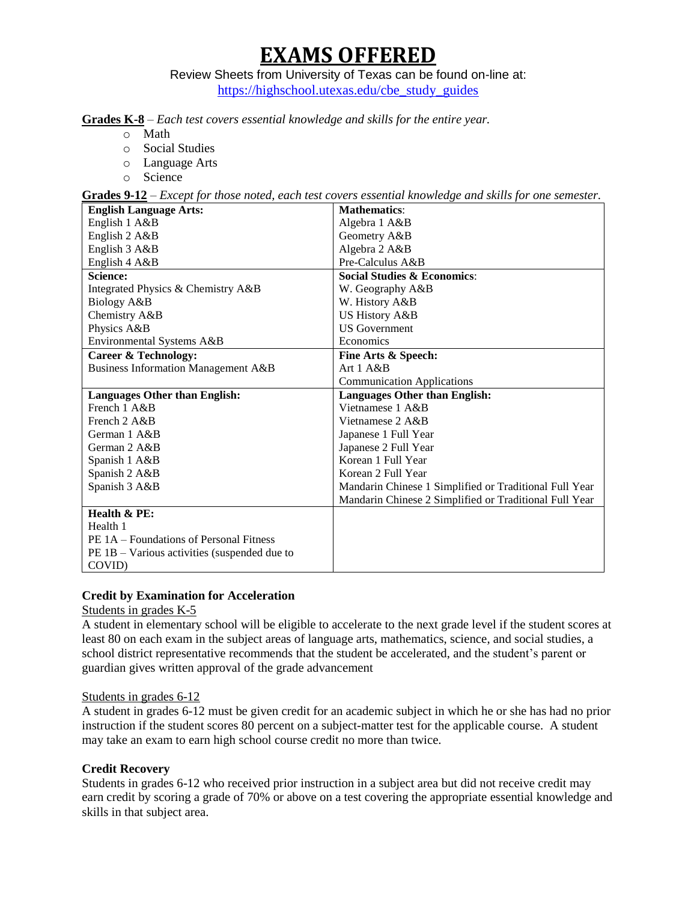# EXAMS OFFERED

Review Sheets from University of Texas can be found on-line at:
https://highschool.utexas.edu/cbe_study_guides

**Grades K-8** – *Each test covers essential knowledge and skills for the entire year.*

- Math
- Social Studies
- Language Arts
- Science

**Grades 9-12** – *Except for those noted, each test covers essential knowledge and skills for one semester.*

| | |
|---|---|
| **English Language Arts:** | **Mathematics**: |
| English 1 A&B | Algebra 1 A&B |
| English 2 A&B | Geometry A&B |
| English 3 A&B | Algebra 2 A&B |
| English 4 A&B | Pre-Calculus A&B |
| **Science:** | **Social Studies & Economics**: |
| Integrated Physics & Chemistry A&B | W. Geography A&B |
| Biology A&B | W. History A&B |
| Chemistry A&B | US History A&B |
| Physics A&B | US Government |
| Environmental Systems A&B | Economics |
| **Career & Technology:** | **Fine Arts & Speech:** |
| Business Information Management A&B | Art 1 A&B |
| | Communication Applications |
| **Languages Other than English:** | **Languages Other than English:** |
| French 1 A&B | Vietnamese 1 A&B |
| French 2 A&B | Vietnamese 2 A&B |
| German 1 A&B | Japanese 1 Full Year |
| German 2 A&B | Japanese 2 Full Year |
| Spanish 1 A&B | Korean 1 Full Year |
| Spanish 2 A&B | Korean 2 Full Year |
| Spanish 3 A&B | Mandarin Chinese 1 Simplified or Traditional Full Year |
| | Mandarin Chinese 2 Simplified or Traditional Full Year |
| **Health & PE:** | |
| Health 1 | |
| PE 1A – Foundations of Personal Fitness | |
| PE 1B – Various activities (suspended due to COVID) | |

**Credit by Examination for Acceleration**

Students in grades K-5

A student in elementary school will be eligible to accelerate to the next grade level if the student scores at least 80 on each exam in the subject areas of language arts, mathematics, science, and social studies, a school district representative recommends that the student be accelerated, and the student's parent or guardian gives written approval of the grade advancement

Students in grades 6-12

A student in grades 6-12 must be given credit for an academic subject in which he or she has had no prior instruction if the student scores 80 percent on a subject-matter test for the applicable course. A student may take an exam to earn high school course credit no more than twice.

**Credit Recovery**

Students in grades 6-12 who received prior instruction in a subject area but did not receive credit may earn credit by scoring a grade of 70% or above on a test covering the appropriate essential knowledge and skills in that subject area.